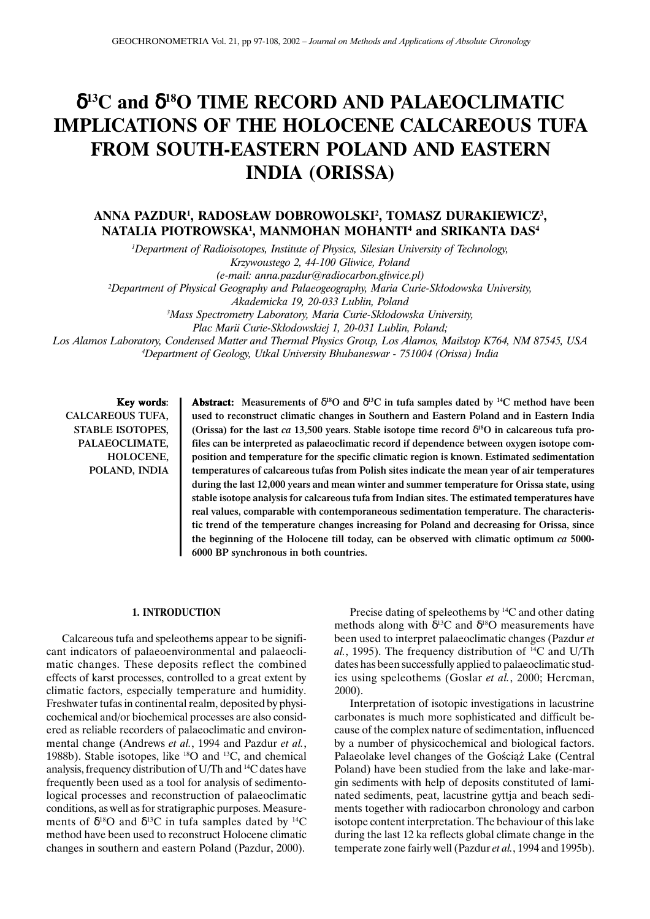# $\delta^{13}C$ and $\delta^{18}O$ TIME RECORD AND PALAEOCLIMATIC IMPLICATIONS OF THE HOLOCENE CALCAREOUS TUFA FROM SOUTH-EASTERN POLAND AND EASTERN INDIA (ORISSA)

**ANNA PAZDUR[1], RADOSŁAW DOBROWOLSKI[2], TOMASZ DURAKIEWICZ[3], NATALIA PIOTROWSKA[1], MANMOHAN MOHANTI[4] and SRIKANTA DAS[4]**

*[1]Department of Radioisotopes, Institute of Physics, Silesian University of Technology, Krzywoustego 2, 44-100 Gliwice, Poland (e-mail: anna.pazdur@radiocarbon.gliwice.pl)*

*[2]Department of Physical Geography and Palaeogeography, Maria Curie-Skłodowska University, Akademicka 19, 20-033 Lublin, Poland*

*[3]Mass Spectrometry Laboratory, Maria Curie-Skłodowska University, Plac Marii Curie-Skłodowskiej 1, 20-031 Lublin, Poland; Los Alamos Laboratory, Condensed Matter and Thermal Physics Group, Los Alamos, Mailstop K764, NM 87545, USA*

*[4]Department of Geology, Utkal University Bhubaneswar - 751004 (Orissa) India*

**Key words**: CALCAREOUS TUFA, STABLE ISOTOPES, PALAEOCLIMATE, HOLOCENE, POLAND, INDIA

**Abstract: Measurements of $\delta^{18}O$ and $\delta^{13}C$ in tufa samples dated by $^{14}C$ method have been used to reconstruct climatic changes in Southern and Eastern Poland and in Eastern India (Orissa) for the last *ca* 13,500 years. Stable isotope time record $\delta^{18}O$ in calcareous tufa profiles can be interpreted as palaeoclimatic record if dependence between oxygen isotope composition and temperature for the specific climatic region is known. Estimated sedimentation temperatures of calcareous tufas from Polish sites indicate the mean year of air temperatures during the last 12,000 years and mean winter and summer temperature for Orissa state, using stable isotope analysis for calcareous tufa from Indian sites. The estimated temperatures have real values, comparable with contemporaneous sedimentation temperature. The characteristic trend of the temperature changes increasing for Poland and decreasing for Orissa, since the beginning of the Holocene till today, can be observed with climatic optimum *ca* 5000-6000 BP synchronous in both countries.**

## 1. INTRODUCTION

Calcareous tufa and speleothems appear to be significant indicators of palaeoenvironmental and palaeoclimatic changes. These deposits reflect the combined effects of karst processes, controlled to a great extent by climatic factors, especially temperature and humidity. Freshwater tufas in continental realm, deposited by physicochemical and/or biochemical processes are also considered as reliable recorders of palaeoclimatic and environmental change (Andrews *et al.*, 1994 and Pazdur *et al.*, 1988b). Stable isotopes, like $^{18}O$ and $^{13}C$, and chemical analysis, frequency distribution of U/Th and $^{14}C$ dates have frequently been used as a tool for analysis of sedimentological processes and reconstruction of palaeoclimatic conditions, as well as for stratigraphic purposes. Measurements of $\delta^{18}O$ and $\delta^{13}C$ in tufa samples dated by $^{14}C$ method have been used to reconstruct Holocene climatic changes in southern and eastern Poland (Pazdur, 2000).

Precise dating of speleothems by $^{14}C$ and other dating methods along with $\delta^{13}C$ and $\delta^{18}O$ measurements have been used to interpret palaeoclimatic changes (Pazdur *et al.*, 1995). The frequency distribution of $^{14}C$ and U/Th dates has been successfully applied to palaeoclimatic studies using speleothems (Goslar *et al.*, 2000; Hercman, 2000).

Interpretation of isotopic investigations in lacustrine carbonates is much more sophisticated and difficult because of the complex nature of sedimentation, influenced by a number of physicochemical and biological factors. Palaeolake level changes of the Gościąż Lake (Central Poland) have been studied from the lake and lake-margin sediments with help of deposits constituted of laminated sediments, peat, lacustrine gyttja and beach sediments together with radiocarbon chronology and carbon isotope content interpretation. The behaviour of this lake during the last 12 ka reflects global climate change in the temperate zone fairly well (Pazdur *et al.*, 1994 and 1995b).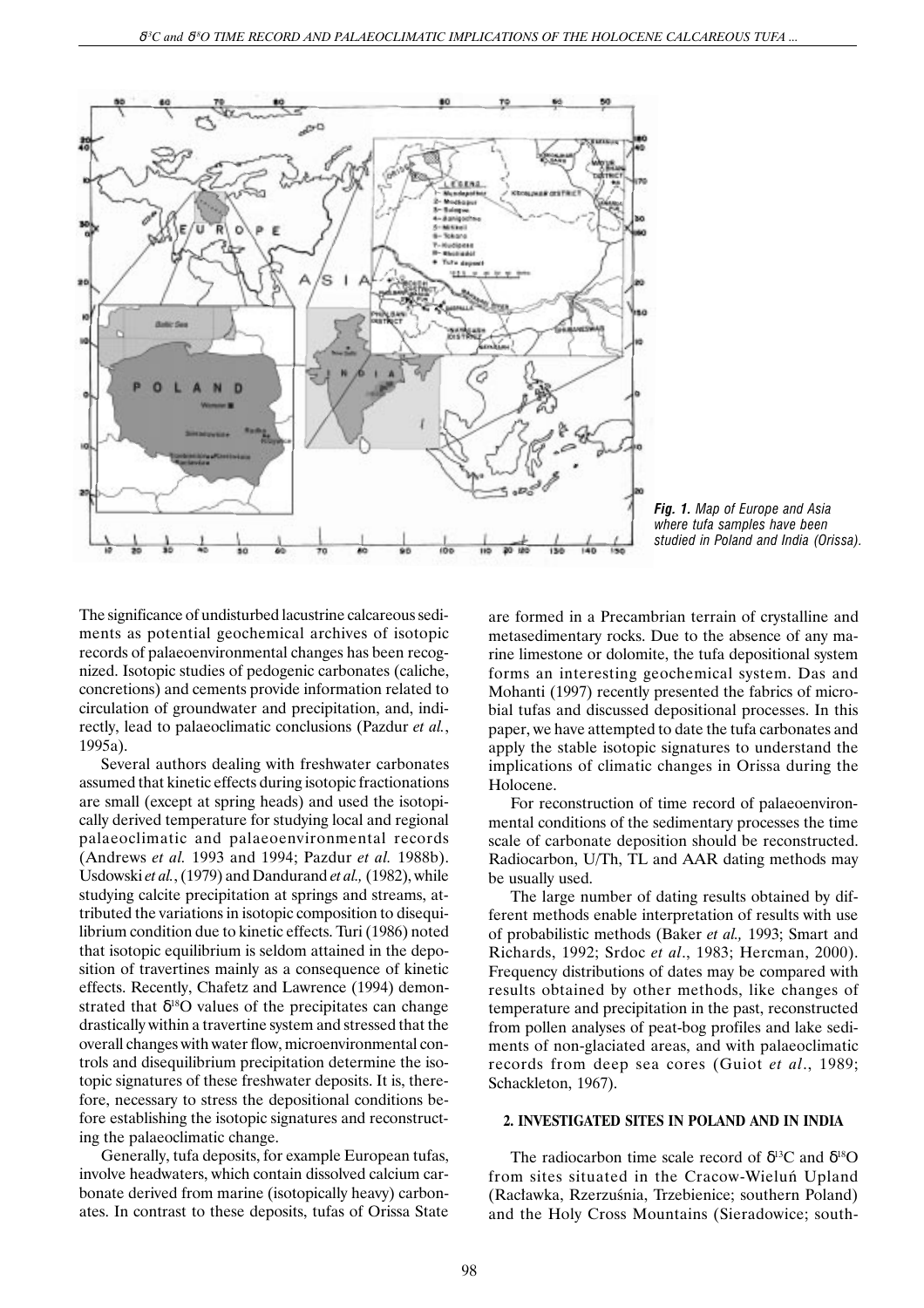**Fig. 1.** *Map of Europe and Asia where tufa samples have been studied in Poland and India (Orissa).*

The significance of undisturbed lacustrine calcareous sediments as potential geochemical archives of isotopic records of palaeoenvironmental changes has been recognized. Isotopic studies of pedogenic carbonates (caliche, concretions) and cements provide information related to circulation of groundwater and precipitation, and, indirectly, lead to palaeoclimatic conclusions (Pazdur *et al.*, 1995a).

Several authors dealing with freshwater carbonates assumed that kinetic effects during isotopic fractionations are small (except at spring heads) and used the isotopically derived temperature for studying local and regional palaeoclimatic and palaeoenvironmental records (Andrews *et al.* 1993 and 1994; Pazdur *et al.* 1988b). Usdowski *et al.*, (1979) and Dandurand *et al.,* (1982), while studying calcite precipitation at springs and streams, attributed the variations in isotopic composition to disequilibrium condition due to kinetic effects. Turi (1986) noted that isotopic equilibrium is seldom attained in the deposition of travertines mainly as a consequence of kinetic effects. Recently, Chafetz and Lawrence (1994) demonstrated that $\delta^{18}O$ values of the precipitates can change drastically within a travertine system and stressed that the overall changes with water flow, microenvironmental controls and disequilibrium precipitation determine the isotopic signatures of these freshwater deposits. It is, therefore, necessary to stress the depositional conditions before establishing the isotopic signatures and reconstructing the palaeoclimatic change.

Generally, tufa deposits, for example European tufas, involve headwaters, which contain dissolved calcium carbonate derived from marine (isotopically heavy) carbonates. In contrast to these deposits, tufas of Orissa State are formed in a Precambrian terrain of crystalline and metasedimentary rocks. Due to the absence of any marine limestone or dolomite, the tufa depositional system forms an interesting geochemical system. Das and Mohanti (1997) recently presented the fabrics of microbial tufas and discussed depositional processes. In this paper, we have attempted to date the tufa carbonates and apply the stable isotopic signatures to understand the implications of climatic changes in Orissa during the Holocene.

For reconstruction of time record of palaeoenvironmental conditions of the sedimentary processes the time scale of carbonate deposition should be reconstructed. Radiocarbon, U/Th, TL and AAR dating methods may be usually used.

The large number of dating results obtained by different methods enable interpretation of results with use of probabilistic methods (Baker *et al.,* 1993; Smart and Richards, 1992; Srdoc *et al*., 1983; Hercman, 2000). Frequency distributions of dates may be compared with results obtained by other methods, like changes of temperature and precipitation in the past, reconstructed from pollen analyses of peat-bog profiles and lake sediments of non-glaciated areas, and with palaeoclimatic records from deep sea cores (Guiot *et al*., 1989; Schackleton, 1967).

## 2. INVESTIGATED SITES IN POLAND AND IN INDIA

The radiocarbon time scale record of $\delta^{13}C$ and $\delta^{18}O$ from sites situated in the Cracow-Wieluń Upland (Racławka, Rzerzuśnia, Trzebienice; southern Poland) and the Holy Cross Mountains (Sieradowice; south-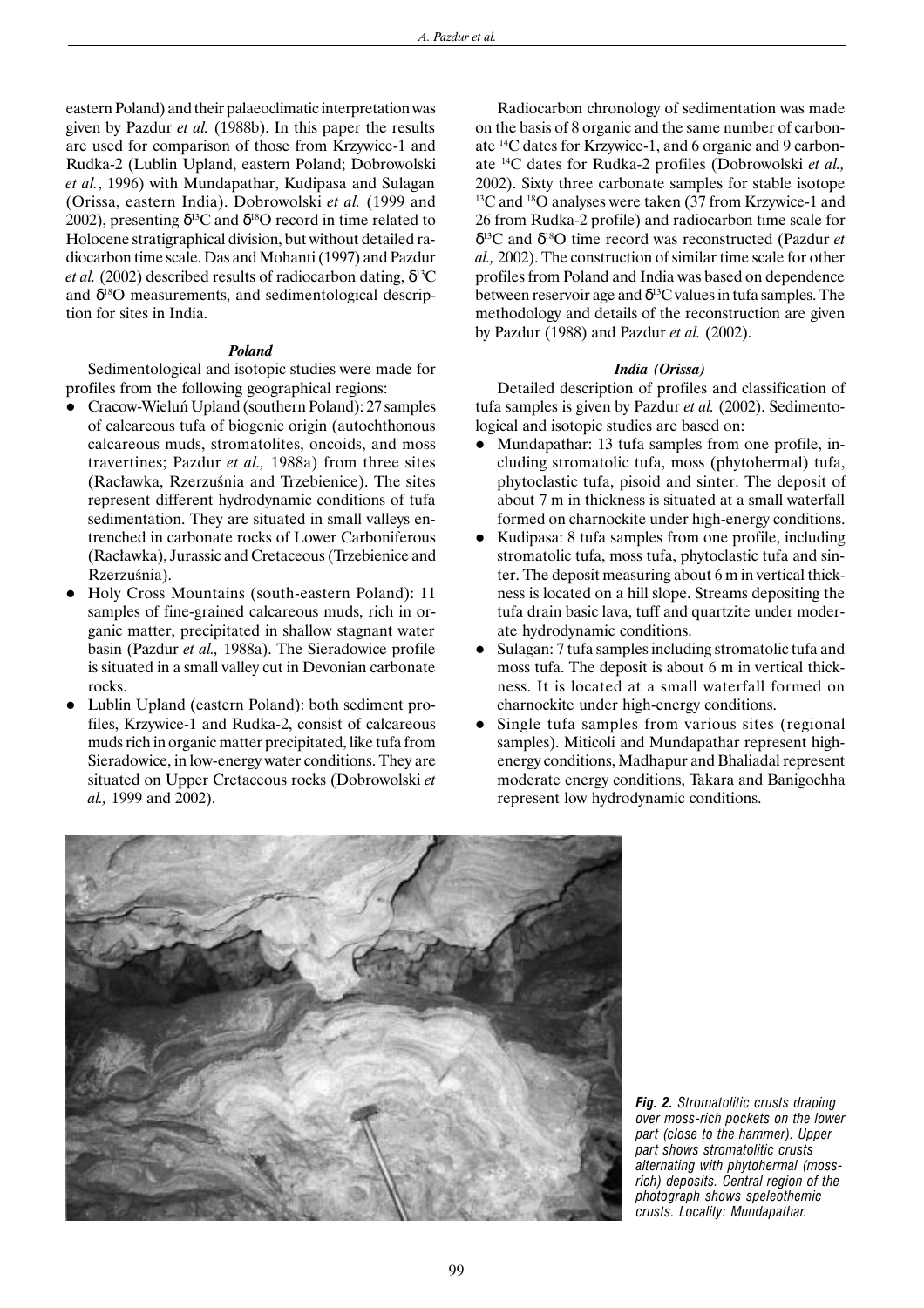eastern Poland) and their palaeoclimatic interpretation was given by Pazdur *et al.* (1988b). In this paper the results are used for comparison of those from Krzywice-1 and Rudka-2 (Lublin Upland, eastern Poland; Dobrowolski *et al.*, 1996) with Mundapathar, Kudipasa and Sulagan (Orissa, eastern India). Dobrowolski *et al.* (1999 and 2002), presenting $\delta^{13}C$ and $\delta^{18}O$ record in time related to Holocene stratigraphical division, but without detailed radiocarbon time scale. Das and Mohanti (1997) and Pazdur *et al.* (2002) described results of radiocarbon dating, $\delta^{13}C$ and $\delta^{18}O$ measurements, and sedimentological description for sites in India.

### *Poland*

Sedimentological and isotopic studies were made for profiles from the following geographical regions:

- Cracow-Wieluń Upland (southern Poland): 27 samples of calcareous tufa of biogenic origin (autochthonous calcareous muds, stromatolites, oncoids, and moss travertines; Pazdur *et al.,* 1988a) from three sites (Racławka, Rzerzuśnia and Trzebienice). The sites represent different hydrodynamic conditions of tufa sedimentation. They are situated in small valleys entrenched in carbonate rocks of Lower Carboniferous (Racławka), Jurassic and Cretaceous (Trzebienice and Rzerzuśnia).
- Holy Cross Mountains (south-eastern Poland): 11 samples of fine-grained calcareous muds, rich in organic matter, precipitated in shallow stagnant water basin (Pazdur *et al.,* 1988a). The Sieradowice profile is situated in a small valley cut in Devonian carbonate rocks.
- Lublin Upland (eastern Poland): both sediment profiles, Krzywice-1 and Rudka-2, consist of calcareous muds rich in organic matter precipitated, like tufa from Sieradowice, in low-energy water conditions. They are situated on Upper Cretaceous rocks (Dobrowolski *et al.,* 1999 and 2002).

Radiocarbon chronology of sedimentation was made on the basis of 8 organic and the same number of carbonate $^{14}C$ dates for Krzywice-1, and 6 organic and 9 carbonate $^{14}C$ dates for Rudka-2 profiles (Dobrowolski *et al.,* 2002). Sixty three carbonate samples for stable isotope $^{13}C$ and $^{18}O$ analyses were taken (37 from Krzywice-1 and 26 from Rudka-2 profile) and radiocarbon time scale for $\delta^{13}C$ and $\delta^{18}O$ time record was reconstructed (Pazdur *et al.,* 2002). The construction of similar time scale for other profiles from Poland and India was based on dependence between reservoir age and $\delta^{13}C$ values in tufa samples. The methodology and details of the reconstruction are given by Pazdur (1988) and Pazdur *et al.* (2002).

### *India (Orissa)*

Detailed description of profiles and classification of tufa samples is given by Pazdur *et al.* (2002). Sedimentological and isotopic studies are based on:

- Mundapathar: 13 tufa samples from one profile, including stromatolic tufa, moss (phytohermal) tufa, phytoclastic tufa, pisoid and sinter. The deposit of about 7 m in thickness is situated at a small waterfall formed on charnockite under high-energy conditions.
- Kudipasa: 8 tufa samples from one profile, including stromatolic tufa, moss tufa, phytoclastic tufa and sinter. The deposit measuring about 6 m in vertical thickness is located on a hill slope. Streams depositing the tufa drain basic lava, tuff and quartzite under moderate hydrodynamic conditions.
- Sulagan: 7 tufa samples including stromatolic tufa and moss tufa. The deposit is about 6 m in vertical thickness. It is located at a small waterfall formed on charnockite under high-energy conditions.
- Single tufa samples from various sites (regional samples). Miticoli and Mundapathar represent high-energy conditions, Madhapur and Bhaliadal represent moderate energy conditions, Takara and Banigochha represent low hydrodynamic conditions.

***Fig. 2.*** *Stromatolitic crusts draping over moss-rich pockets on the lower part (close to the hammer). Upper part shows stromatolitic crusts alternating with phytohermal (moss-rich) deposits. Central region of the photograph shows speleothemic crusts. Locality: Mundapathar.*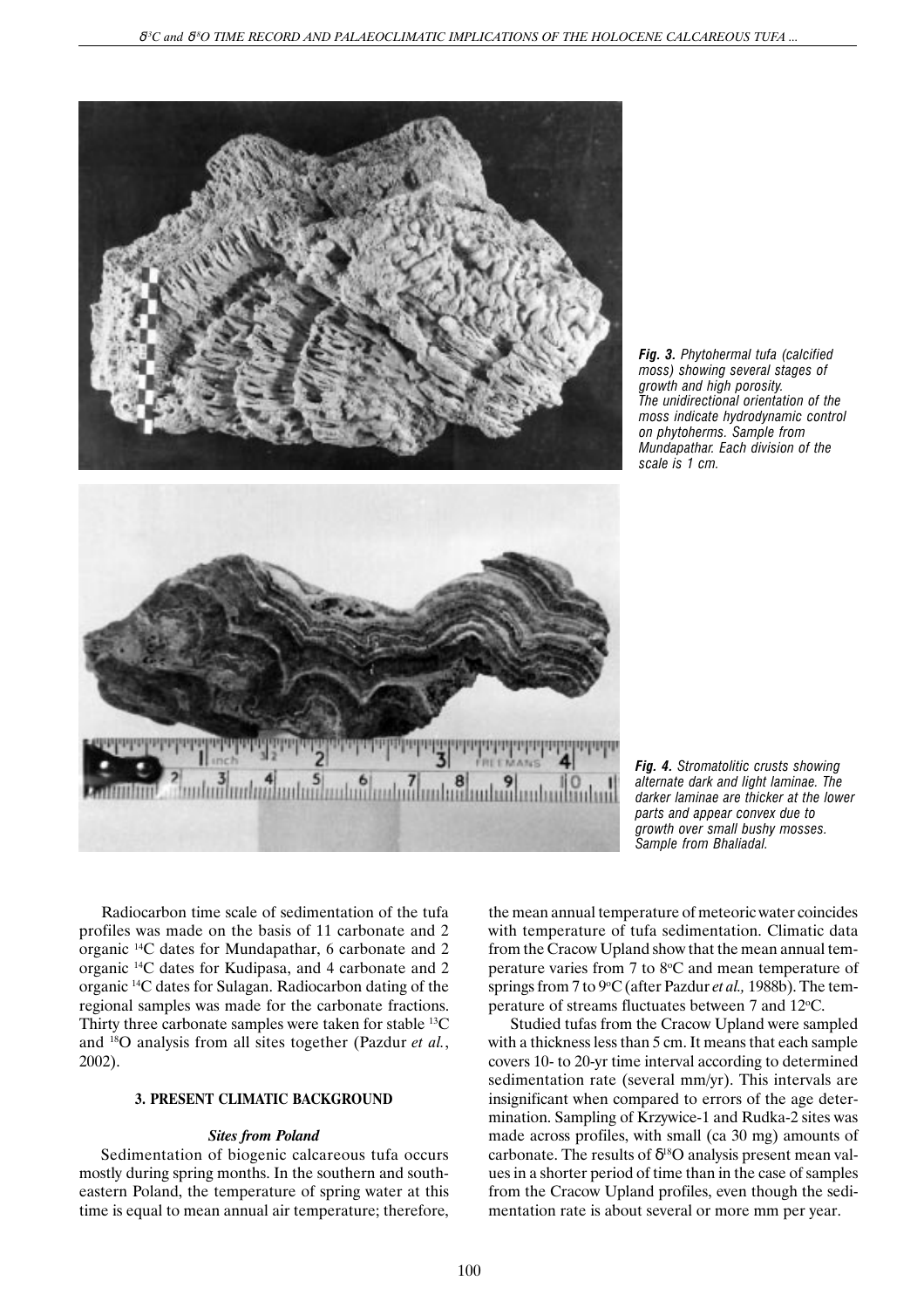*Fig. 3. Phytohermal tufa (calcified moss) showing several stages of growth and high porosity. The unidirectional orientation of the moss indicate hydrodynamic control on phytoherms. Sample from Mundapathar. Each division of the scale is 1 cm.*

*Fig. 4. Stromatolitic crusts showing alternate dark and light laminae. The darker laminae are thicker at the lower parts and appear convex due to growth over small bushy mosses. Sample from Bhaliadal.*

Radiocarbon time scale of sedimentation of the tufa profiles was made on the basis of 11 carbonate and 2 organic $^{14}C$ dates for Mundapathar, 6 carbonate and 2 organic $^{14}C$ dates for Kudipasa, and 4 carbonate and 2 organic $^{14}C$ dates for Sulagan. Radiocarbon dating of the regional samples was made for the carbonate fractions. Thirty three carbonate samples were taken for stable $^{13}C$ and $^{18}O$ analysis from all sites together (Pazdur *et al.*, 2002).

## 3. PRESENT CLIMATIC BACKGROUND

### *Sites from Poland*

Sedimentation of biogenic calcareous tufa occurs mostly during spring months. In the southern and south-eastern Poland, the temperature of spring water at this time is equal to mean annual air temperature; therefore, the mean annual temperature of meteoric water coincides with temperature of tufa sedimentation. Climatic data from the Cracow Upland show that the mean annual temperature varies from 7 to 8°C and mean temperature of springs from 7 to 9°C (after Pazdur *et al.,* 1988b). The temperature of streams fluctuates between 7 and 12°C.

Studied tufas from the Cracow Upland were sampled with a thickness less than 5 cm. It means that each sample covers 10- to 20-yr time interval according to determined sedimentation rate (several mm/yr). This intervals are insignificant when compared to errors of the age determination. Sampling of Krzywice-1 and Rudka-2 sites was made across profiles, with small (ca 30 mg) amounts of carbonate. The results of $\delta^{18}O$ analysis present mean values in a shorter period of time than in the case of samples from the Cracow Upland profiles, even though the sedimentation rate is about several or more mm per year.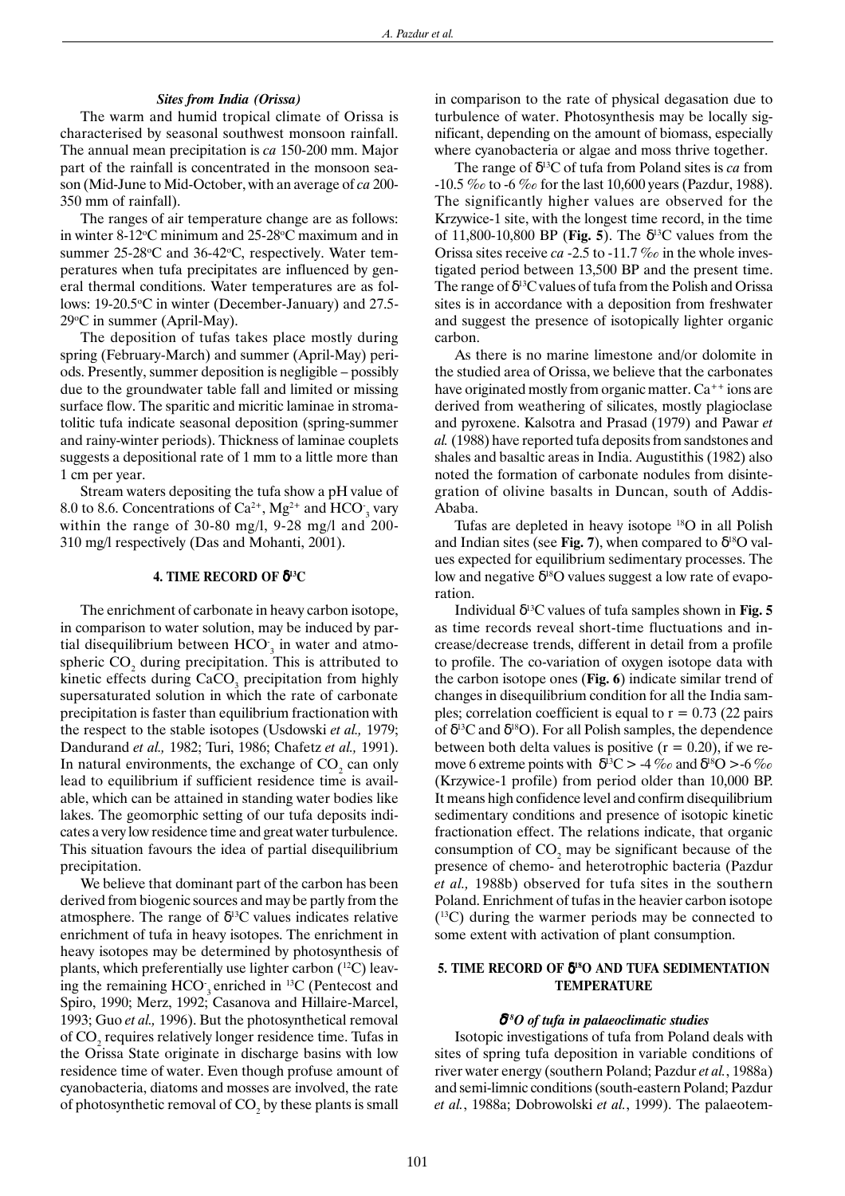### *Sites from India (Orissa)*

The warm and humid tropical climate of Orissa is characterised by seasonal southwest monsoon rainfall. The annual mean precipitation is *ca* 150-200 mm. Major part of the rainfall is concentrated in the monsoon season (Mid-June to Mid-October, with an average of *ca* 200-350 mm of rainfall).

The ranges of air temperature change are as follows: in winter 8-12°C minimum and 25-28°C maximum and in summer 25-28°C and 36-42°C, respectively. Water temperatures when tufa precipitates are influenced by general thermal conditions. Water temperatures are as follows: 19-20.5°C in winter (December-January) and 27.5-29°C in summer (April-May).

The deposition of tufas takes place mostly during spring (February-March) and summer (April-May) periods. Presently, summer deposition is negligible – possibly due to the groundwater table fall and limited or missing surface flow. The sparitic and micritic laminae in stromatolitic tufa indicate seasonal deposition (spring-summer and rainy-winter periods). Thickness of laminae couplets suggests a depositional rate of 1 mm to a little more than 1 cm per year.

Stream waters depositing the tufa show a pH value of 8.0 to 8.6. Concentrations of $Ca^{2+}$, $Mg^{2+}$ and $HCO^-_3$ vary within the range of 30-80 mg/l, 9-28 mg/l and 200-310 mg/l respectively (Das and Mohanti, 2001).

## 4. TIME RECORD OF $\delta^{13}C$

The enrichment of carbonate in heavy carbon isotope, in comparison to water solution, may be induced by partial disequilibrium between $HCO^-_3$ in water and atmospheric $CO_2$ during precipitation. This is attributed to kinetic effects during $CaCO_3$ precipitation from highly supersaturated solution in which the rate of carbonate precipitation is faster than equilibrium fractionation with the respect to the stable isotopes (Usdowski *et al.,* 1979; Dandurand *et al.,* 1982; Turi, 1986; Chafetz *et al.,* 1991). In natural environments, the exchange of $CO_2$ can only lead to equilibrium if sufficient residence time is available, which can be attained in standing water bodies like lakes. The geomorphic setting of our tufa deposits indicates a very low residence time and great water turbulence. This situation favours the idea of partial disequilibrium precipitation.

We believe that dominant part of the carbon has been derived from biogenic sources and may be partly from the atmosphere. The range of $\delta^{13}C$ values indicates relative enrichment of tufa in heavy isotopes. The enrichment in heavy isotopes may be determined by photosynthesis of plants, which preferentially use lighter carbon ($^{12}C$) leaving the remaining $HCO^-_3$ enriched in $^{13}C$ (Pentecost and Spiro, 1990; Merz, 1992; Casanova and Hillaire-Marcel, 1993; Guo *et al.,* 1996). But the photosynthetical removal of $CO_2$ requires relatively longer residence time. Tufas in the Orissa State originate in discharge basins with low residence time of water. Even though profuse amount of cyanobacteria, diatoms and mosses are involved, the rate of photosynthetic removal of $CO_2$ by these plants is small in comparison to the rate of physical degasation due to turbulence of water. Photosynthesis may be locally significant, depending on the amount of biomass, especially where cyanobacteria or algae and moss thrive together.

The range of $\delta^{13}C$ of tufa from Poland sites is *ca* from -10.5 ‰ to -6 ‰ for the last 10,600 years (Pazdur, 1988). The significantly higher values are observed for the Krzywice-1 site, with the longest time record, in the time of 11,800-10,800 BP (**Fig. 5**). The $\delta^{13}C$ values from the Orissa sites receive *ca* -2.5 to -11.7 ‰ in the whole investigated period between 13,500 BP and the present time. The range of $\delta^{13}C$ values of tufa from the Polish and Orissa sites is in accordance with a deposition from freshwater and suggest the presence of isotopically lighter organic carbon.

As there is no marine limestone and/or dolomite in the studied area of Orissa, we believe that the carbonates have originated mostly from organic matter. $Ca^{++}$ ions are derived from weathering of silicates, mostly plagioclase and pyroxene. Kalsotra and Prasad (1979) and Pawar *et al.* (1988) have reported tufa deposits from sandstones and shales and basaltic areas in India. Augustithis (1982) also noted the formation of carbonate nodules from disintegration of olivine basalts in Duncan, south of Addis-Ababa.

Tufas are depleted in heavy isotope $^{18}O$ in all Polish and Indian sites (see **Fig. 7**), when compared to $\delta^{18}O$ values expected for equilibrium sedimentary processes. The low and negative $\delta^{18}O$ values suggest a low rate of evaporation.

Individual $\delta^{13}C$ values of tufa samples shown in **Fig. 5** as time records reveal short-time fluctuations and increase/decrease trends, different in detail from a profile to profile. The co-variation of oxygen isotope data with the carbon isotope ones (**Fig. 6**) indicate similar trend of changes in disequilibrium condition for all the India samples; correlation coefficient is equal to $r = 0.73$ (22 pairs of $\delta^{13}C$ and $\delta^{18}O$). For all Polish samples, the dependence between both delta values is positive ($r = 0.20$), if we remove 6 extreme points with $\delta^{13}C > -4$ ‰ and $\delta^{18}O > -6$ ‰ (Krzywice-1 profile) from period older than 10,000 BP. It means high confidence level and confirm disequilibrium sedimentary conditions and presence of isotopic kinetic fractionation effect. The relations indicate, that organic consumption of $CO_2$ may be significant because of the presence of chemo- and heterotrophic bacteria (Pazdur *et al.,* 1988b) observed for tufa sites in the southern Poland. Enrichment of tufas in the heavier carbon isotope ($^{13}C$) during the warmer periods may be connected to some extent with activation of plant consumption.

## 5. TIME RECORD OF $\delta^{18}O$ AND TUFA SEDIMENTATION TEMPERATURE

### *$\delta^{18}O$ of tufa in palaeoclimatic studies*

Isotopic investigations of tufa from Poland deals with sites of spring tufa deposition in variable conditions of river water energy (southern Poland; Pazdur *et al.*, 1988a) and semi-limnic conditions (south-eastern Poland; Pazdur *et al.*, 1988a; Dobrowolski *et al.*, 1999). The palaeotem-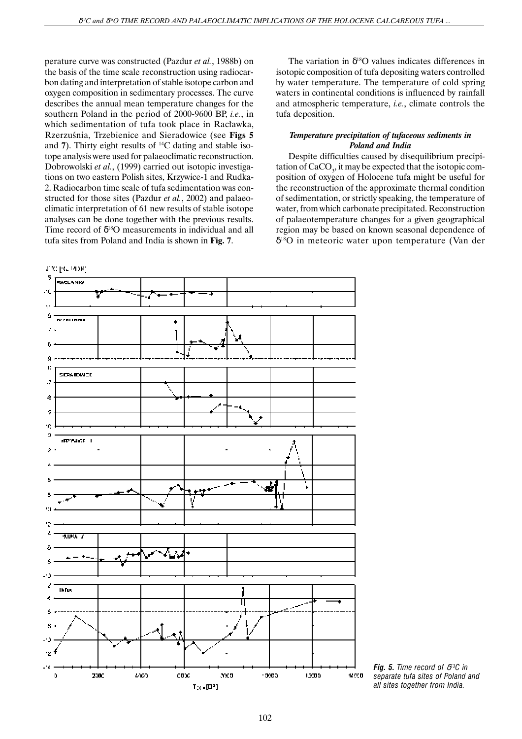perature curve was constructed (Pazdur *et al.*, 1988b) on the basis of the time scale reconstruction using radiocarbon dating and interpretation of stable isotope carbon and oxygen composition in sedimentary processes. The curve describes the annual mean temperature changes for the southern Poland in the period of 2000-9600 BP, *i.e.*, in which sedimentation of tufa took place in Racławka, Rzerzuśnia, Trzebienice and Sieradowice (see **Figs 5** and **7**). Thirty eight results of $^{14}$C dating and stable isotope analysis were used for palaeoclimatic reconstruction. Dobrowolski *et al.*, (1999) carried out isotopic investigations on two eastern Polish sites, Krzywice-1 and Rudka-2. Radiocarbon time scale of tufa sedimentation was constructed for those sites (Pazdur *et al.*, 2002) and palaeoclimatic interpretation of 61 new results of stable isotope analyses can be done together with the previous results. Time record of $\delta^{18}$O measurements in individual and all tufa sites from Poland and India is shown in **Fig. 7**.

The variation in $\delta^{18}$O values indicates differences in isotopic composition of tufa depositing waters controlled by water temperature. The temperature of cold spring waters in continental conditions is influenced by rainfall and atmospheric temperature, *i.e.*, climate controls the tufa deposition.

### *Temperature precipitation of tufaceous sediments in Poland and India*

Despite difficulties caused by disequilibrium precipitation of $CaCO_3$, it may be expected that the isotopic composition of oxygen of Holocene tufa might be useful for the reconstruction of the approximate thermal condition of sedimentation, or strictly speaking, the temperature of water, from which carbonate precipitated. Reconstruction of palaeotemperature changes for a given geographical region may be based on known seasonal dependence of $\delta^{18}$O in meteoric water upon temperature (Van der

***Fig. 5.*** *Time record of $\delta^{13}$C in separate tufa sites of Poland and all sites together from India.*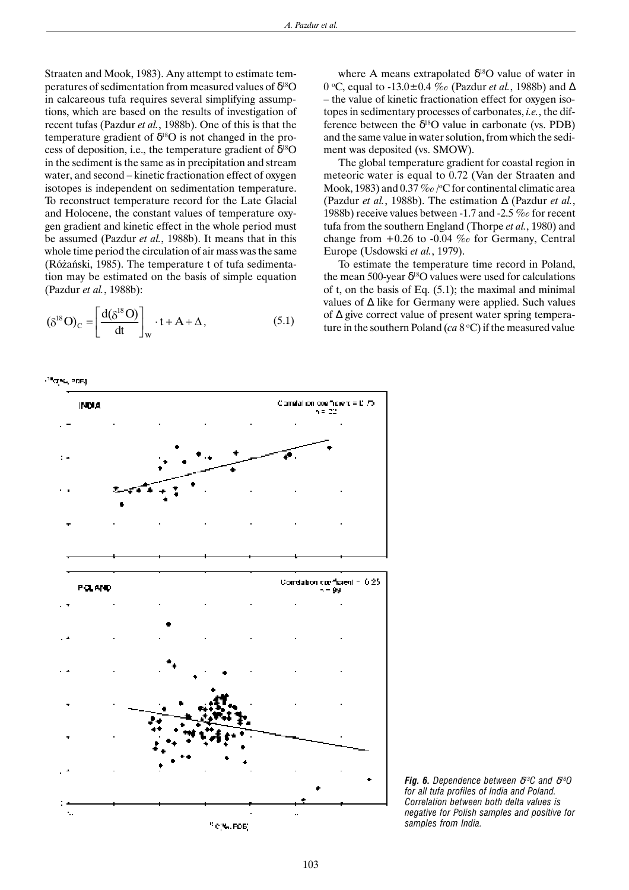Straaten and Mook, 1983). Any attempt to estimate temperatures of sedimentation from measured values of $\delta^{18}O$ in calcareous tufa requires several simplifying assumptions, which are based on the results of investigation of recent tufas (Pazdur *et al.*, 1988b). One of this is that the temperature gradient of $\delta^{18}O$ is not changed in the process of deposition, i.e., the temperature gradient of $\delta^{18}O$ in the sediment is the same as in precipitation and stream water, and second – kinetic fractionation effect of oxygen isotopes is independent on sedimentation temperature. To reconstruct temperature record for the Late Glacial and Holocene, the constant values of temperature oxygen gradient and kinetic effect in the whole period must be assumed (Pazdur *et al.*, 1988b). It means that in this whole time period the circulation of air mass was the same (Różański, 1985). The temperature t of tufa sedimentation may be estimated on the basis of simple equation (Pazdur *et al.*, 1988b):

$$(\delta^{18}O)_C = \left[\frac{d(\delta^{18}O)}{dt}\right]_W \cdot t + A + \Delta, \tag{5.1}$$

where A means extrapolated $\delta^{18}O$ value of water in 0 °C, equal to -13.0±0.4 ‰ (Pazdur *et al.*, 1988b) and $\Delta$ – the value of kinetic fractionation effect for oxygen isotopes in sedimentary processes of carbonates, *i.e.*, the difference between the $\delta^{18}O$ value in carbonate (vs. PDB) and the same value in water solution, from which the sediment was deposited (vs. SMOW).

The global temperature gradient for coastal region in meteoric water is equal to 0.72 (Van der Straaten and Mook, 1983) and 0.37 ‰/°C for continental climatic area (Pazdur *et al.*, 1988b). The estimation $\Delta$ (Pazdur *et al.*, 1988b) receive values between -1.7 and -2.5 ‰ for recent tufa from the southern England (Thorpe *et al.*, 1980) and change from +0.26 to -0.04 ‰ for Germany, Central Europe (Usdowski *et al.*, 1979).

To estimate the temperature time record in Poland, the mean 500-year $\delta^{18}O$ values were used for calculations of t, on the basis of Eq. (5.1); the maximal and minimal values of $\Delta$ like for Germany were applied. Such values of $\Delta$ give correct value of present water spring temperature in the southern Poland (*ca* 8 °C) if the measured value

***Fig. 6.*** *Dependence between $\delta^{13}C$ and $\delta^{18}O$ for all tufa profiles of India and Poland. Correlation between both delta values is negative for Polish samples and positive for samples from India.*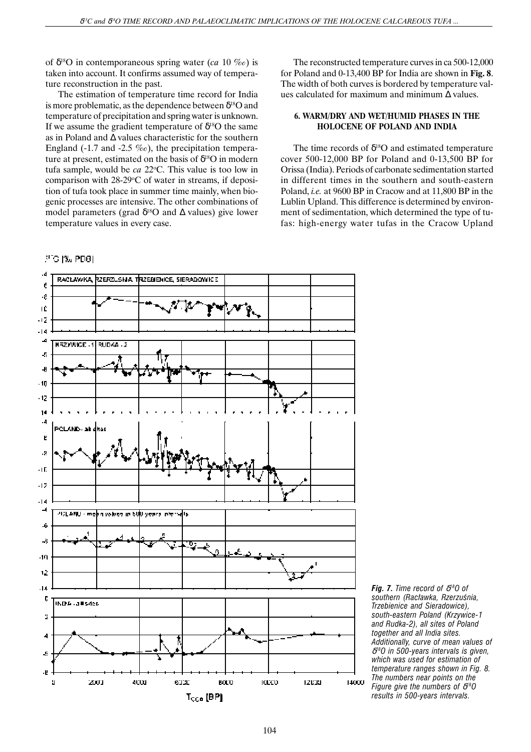of $\delta^{18}O$ in contemporaneous spring water (*ca* 10 ‰) is taken into account. It confirms assumed way of temperature reconstruction in the past.

The estimation of temperature time record for India is more problematic, as the dependence between $\delta^{18}O$ and temperature of precipitation and spring water is unknown. If we assume the gradient temperature of $\delta^{18}O$ the same as in Poland and $\Delta$ values characteristic for the southern England (-1.7 and -2.5 ‰), the precipitation temperature at present, estimated on the basis of $\delta^{18}O$ in modern tufa sample, would be *ca* 22°C. This value is too low in comparison with 28-29°C of water in streams, if deposition of tufa took place in summer time mainly, when biogenic processes are intensive. The other combinations of model parameters (grad $\delta^{18}O$ and $\Delta$ values) give lower temperature values in every case.

The reconstructed temperature curves in ca 500-12,000 for Poland and 0-13,400 BP for India are shown in **Fig. 8**. The width of both curves is bordered by temperature values calculated for maximum and minimum $\Delta$ values.

## 6. WARM/DRY AND WET/HUMID PHASES IN THE HOLOCENE OF POLAND AND INDIA

The time records of $\delta^{18}O$ and estimated temperature cover 500-12,000 BP for Poland and 0-13,500 BP for Orissa (India). Periods of carbonate sedimentation started in different times in the southern and south-eastern Poland, *i.e.* at 9600 BP in Cracow and at 11,800 BP in the Lublin Upland. This difference is determined by environment of sedimentation, which determined the type of tufas: high-energy water tufas in the Cracow Upland

***Fig. 7.*** *Time record of $\delta^{18}O$ of southern (Racławka, Rzerzuśnia, Trzebienice and Sieradowice), south-eastern Poland (Krzywice-1 and Rudka-2), all sites of Poland together and all India sites. Additionally, curve of mean values of $\delta^{18}O$ in 500-years intervals is given, which was used for estimation of temperature ranges shown in Fig. 8. The numbers near points on the Figure give the numbers of $\delta^{18}O$ results in 500-years intervals.*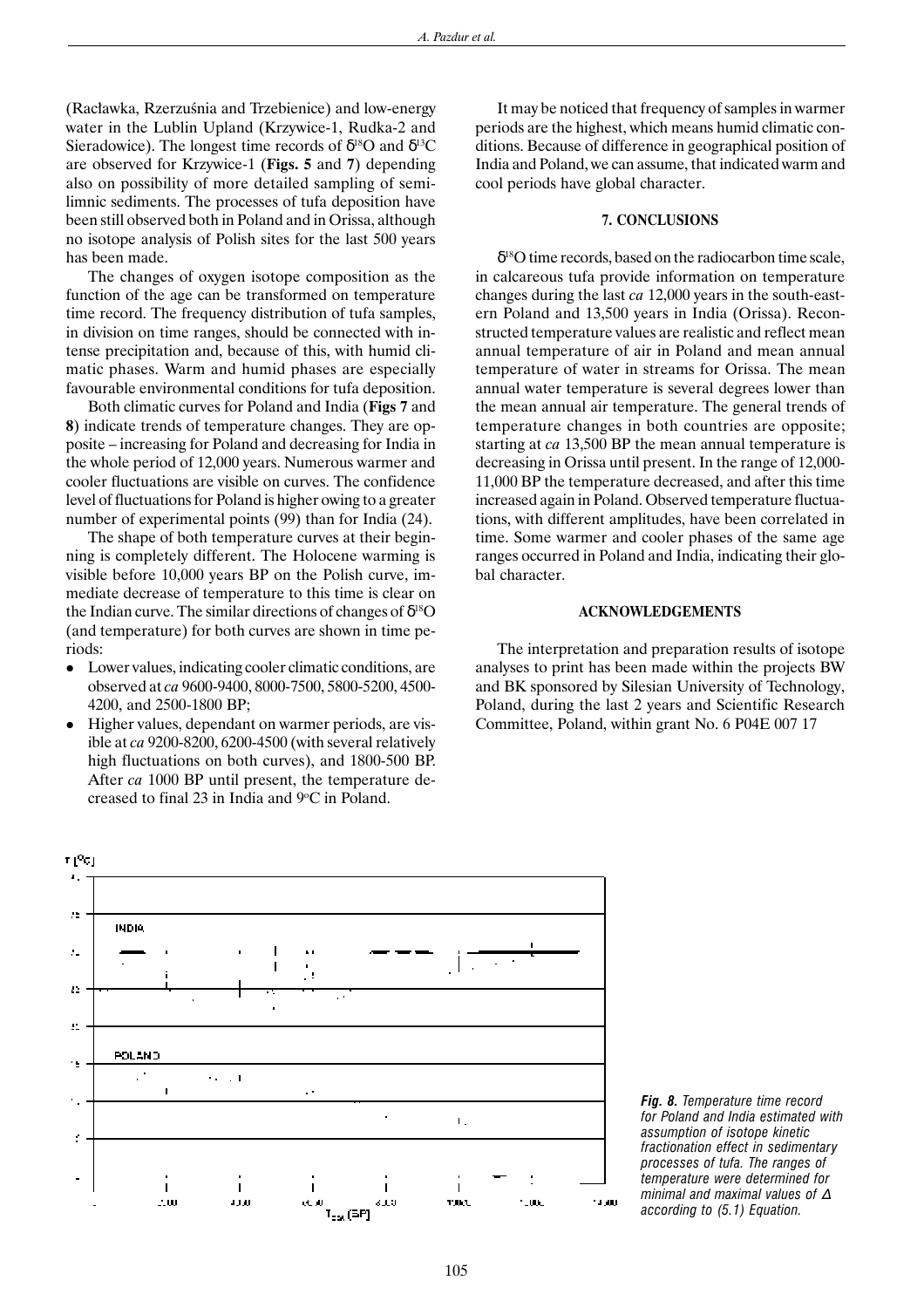(Racławka, Rzerzuśnia and Trzebienice) and low-energy water in the Lublin Upland (Krzywice-1, Rudka-2 and Sieradowice). The longest time records of $\delta^{18}O$ and $\delta^{13}C$ are observed for Krzywice-1 (**Figs. 5** and **7**) depending also on possibility of more detailed sampling of semi-limnic sediments. The processes of tufa deposition have been still observed both in Poland and in Orissa, although no isotope analysis of Polish sites for the last 500 years has been made.

The changes of oxygen isotope composition as the function of the age can be transformed on temperature time record. The frequency distribution of tufa samples, in division on time ranges, should be connected with intense precipitation and, because of this, with humid climatic phases. Warm and humid phases are especially favourable environmental conditions for tufa deposition.

Both climatic curves for Poland and India (**Figs 7** and **8**) indicate trends of temperature changes. They are opposite – increasing for Poland and decreasing for India in the whole period of 12,000 years. Numerous warmer and cooler fluctuations are visible on curves. The confidence level of fluctuations for Poland is higher owing to a greater number of experimental points (99) than for India (24).

The shape of both temperature curves at their beginning is completely different. The Holocene warming is visible before 10,000 years BP on the Polish curve, immediate decrease of temperature to this time is clear on the Indian curve. The similar directions of changes of $\delta^{18}O$ (and temperature) for both curves are shown in time periods:

- Lower values, indicating cooler climatic conditions, are observed at *ca* 9600-9400, 8000-7500, 5800-5200, 4500-4200, and 2500-1800 BP;
- Higher values, dependant on warmer periods, are visible at *ca* 9200-8200, 6200-4500 (with several relatively high fluctuations on both curves), and 1800-500 BP. After *ca* 1000 BP until present, the temperature decreased to final 23 in India and 9°C in Poland.

It may be noticed that frequency of samples in warmer periods are the highest, which means humid climatic conditions. Because of difference in geographical position of India and Poland, we can assume, that indicated warm and cool periods have global character.

## 7. CONCLUSIONS

$\delta^{18}O$ time records, based on the radiocarbon time scale, in calcareous tufa provide information on temperature changes during the last *ca* 12,000 years in the south-eastern Poland and 13,500 years in India (Orissa). Reconstructed temperature values are realistic and reflect mean annual temperature of air in Poland and mean annual temperature of water in streams for Orissa. The mean annual water temperature is several degrees lower than the mean annual air temperature. The general trends of temperature changes in both countries are opposite; starting at *ca* 13,500 BP the mean annual temperature is decreasing in Orissa until present. In the range of 12,000-11,000 BP the temperature decreased, and after this time increased again in Poland. Observed temperature fluctuations, with different amplitudes, have been correlated in time. Some warmer and cooler phases of the same age ranges occurred in Poland and India, indicating their global character.

## ACKNOWLEDGEMENTS

The interpretation and preparation results of isotope analyses to print has been made within the projects BW and BK sponsored by Silesian University of Technology, Poland, during the last 2 years and Scientific Research Committee, Poland, within grant No. 6 P04E 007 17

*Fig. 8. Temperature time record for Poland and India estimated with assumption of isotope kinetic fractionation effect in sedimentary processes of tufa. The ranges of temperature were determined for minimal and maximal values of Δ according to (5.1) Equation.*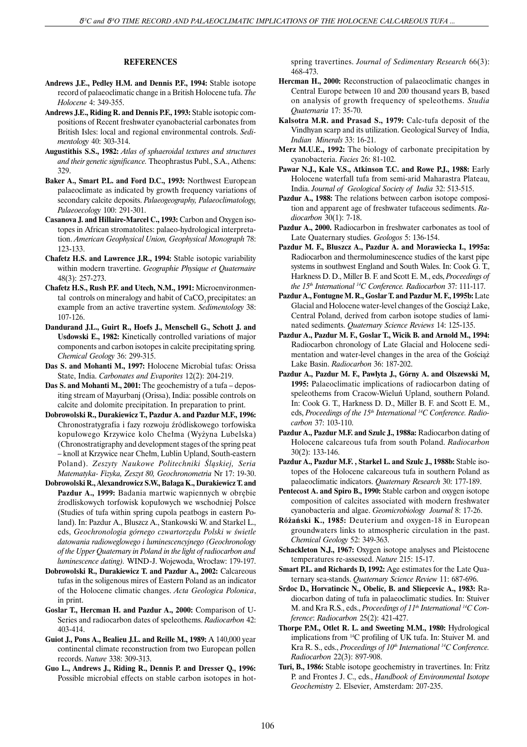## REFERENCES

**Andrews J.E., Pedley H.M. and Dennis P.F., 1994:** Stable isotope record of palaeoclimatic change in a British Holocene tufa. *The Holocene* 4: 349-355.

**Andrews J.E., Riding R. and Dennis P.F., 1993:** Stable isotopic compositions of Recent freshwater cyanobacterial carbonates from British Isles: local and regional environmental controls. *Sedimentology* 40: 303-314.

**Augustithis S.S., 1982:** *Atlas of sphaeroidal textures and structures and their genetic significance.* Theophrastus Publ., S.A., Athens: 329.

**Baker A., Smart P.L. and Ford D.C., 1993:** Northwest European palaeoclimate as indicated by growth frequency variations of secondary calcite deposits. *Palaeogeography, Palaeoclimatology, Palaeoecology* 100: 291-301.

**Casanova J. and Hillaire-Marcel C., 1993:** Carbon and Oxygen isotopes in African stromatolites: palaeo-hydrological interpretation. *American Geophysical Union, Geophysical Monograph* 78: 123-133.

**Chafetz H.S. and Lawrence J.R., 1994:** Stable isotopic variability within modern travertine. *Geographie Physique et Quaternaire* 48(3): 257-273.

**Chafetz H.S., Rush P.F. and Utech, N.M., 1991:** Microenvironmental controls on mineralogy and habit of $CaCO_3$ precipitates: an example from an active travertine system. *Sedimentology* 38: 107-126.

**Dandurand J.L., Guirt R., Hoefs J., Menschell G., Schott J. and Usdowski E., 1982:** Kinetically controlled variations of major components and carbon isotopes in calcite precipitating spring. *Chemical Geology* 36: 299-315.

**Das S. and Mohanti M., 1997:** Holocene Microbial tufas: Orissa State, India. *Carbonates and Evaporites* 12(2): 204-219.

**Das S. and Mohanti M., 2001:** The geochemistry of a tufa – depositing stream of Mayurbanj (Orissa), India: possible controls on calcite and dolomite precipitation. In preparation to print.

**Dobrowolski R., Durakiewicz T., Pazdur A. and Pazdur M.F., 1996:** Chronostratygrafia i fazy rozwoju źródliskowego torfowiska kopułowego Krzywice kolo Chełma (Wyżyna Lubelska) (Chronostratigraphy and development stages of the spring peat – knoll at Krzywice near Chełm, Lublin Upland, South-eastern Poland). *Zeszyty Naukowe Politechniki Śląskiej, Seria Matematyka- Fizyka, Zeszyt 80, Geochronometria* Nr 17: 19-30.

**Dobrowolski R., Alexandrowicz S.W., Bałaga K., Durakiewicz T. and Pazdur A., 1999:** Badania martwic wapiennych w obrębie źrodliskowych torfowisk kopułowych we wschodniej Polsce (Studies of tufa within spring cupola peatbogs in eastern Poland). In: Pazdur A., Bluszcz A., Stankowski W. and Starkel L., eds, *Geochronologia górnego czwartorzędu Polski w świetle datowania radiowęglowego i luminescencyjnego (Geochronology of the Upper Quaternary in Poland in the light of radiocarbon and luminescence dating).* WIND-J. Wojewoda, Wrocław: 179-197.

**Dobrowolski R., Durakiewicz T. and Pazdur A., 2002:** Calcareous tufas in the soligenous mires of Eastern Poland as an indicator of the Holocene climatic changes. *Acta Geologica Polonica*, in print.

**Goslar T., Hercman H. and Pazdur A., 2000:** Comparison of U-Series and radiocarbon dates of speleothems. *Radiocarbon* 42: 403-414.

**Guiot J., Pons A., Bealieu J.L. and Reille M., 1989:** A 140,000 year continental climate reconstruction from two European pollen records. *Nature* 338: 309-313.

**Guo L., Andrews J., Riding R., Dennis P. and Dresser Q., 1996:** Possible microbial effects on stable carbon isotopes in hot-spring travertines. *Journal of Sedimentary Research* 66(3): 468-473.

**Hercman H., 2000:** Reconstruction of palaeoclimatic changes in Central Europe between 10 and 200 thousand years B, based on analysis of growth frequency of speleothems. *Studia Quaternaria* 17: 35-70.

**Kalsotra M.R. and Prasad S., 1979:** Calc-tufa deposit of the Vindhyan scarp and its utilization. Geological Survey of India, *Indian Minerals* 33: 16-21.

**Merz M.U.E., 1992:** The biology of carbonate precipitation by cyanobacteria. *Facies* 26: 81-102.

**Pawar N.J., Kale V.S., Atkinson T.C. and Rowe P.J., 1988:** Early Holocene waterfall tufa from semi-arid Maharastra Plateau, India. *Journal of Geological Society of India* 32: 513-515.

**Pazdur A., 1988:** The relations between carbon isotope composition and apparent age of freshwater tufaceous sediments. *Radiocarbon* 30(1): 7-18.

**Pazdur A., 2000.** Radiocarbon in freshwater carbonates as tool of Late Quaternary studies. *Geologos* 5: 136-154.

**Pazdur M. F., Bluszcz A., Pazdur A. and Morawiecka I., 1995a:** Radiocarbon and thermoluminescence studies of the karst pipe systems in southwest England and South Wales. In: Cook G. T., Harkness D. D., Miller B. F. and Scott E. M., eds, *Proceedings of the 15th International $^{14}C$ Conference. Radiocarbon* 37: 111-117.

**Pazdur A., Fontugne M. R., Goslar T. and Pazdur M. F., 1995b:** Late Glacial and Holocene water-level changes of the Gosciąż Lake, Central Poland, derived from carbon isotope studies of laminated sediments. *Quaternary Science Reviews* 14: 125-135.

**Pazdur A., Pazdur M. F., Goslar T., Wicik B. and Arnold M., 1994:** Radiocarbon chronology of Late Glacial and Holocene sedimentation and water-level changes in the area of the Gościąż Lake Basin. *Radiocarbon* 36: 187-202.

**Pazdur A., Pazdur M. F., Pawlyta J., Górny A. and Olszewski M, 1995:** Palaeoclimatic implications of radiocarbon dating of speleothems from Cracow-Wieluń Upland, southern Poland. In: Cook G. T., Harkness D. D., Miller B. F. and Scott E. M., eds, *Proceedings of the 15th International $^{14}C$ Conference. Radiocarbon* 37: 103-110.

**Pazdur A., Pazdur M.F. and Szulc J., 1988a:** Radiocarbon dating of Holocene calcareous tufa from south Poland. *Radiocarbon* 30(2): 133-146.

**Pazdur A., Pazdur M.F. , Starkel L. and Szulc J., 1988b:** Stable isotopes of the Holocene calcareous tufa in southern Poland as palaeoclimatic indicators. *Quaternary Research* 30: 177-189.

**Pentecost A. and Spiro B., 1990:** Stable carbon and oxygen isotope composition of calcites associated with modern freshwater cyanobacteria and algae. *Geomicrobiology Journal* 8: 17-26.

**Różański K., 1985:** Deuterium and oxygen-18 in European groundwaters links to atmospheric circulation in the past. *Chemical Geology* 52: 349-363.

**Schackleton N.J., 1967:** Oxygen isotope analyses and Pleistocene temperatures re-assessed. *Nature* 215: 15-17.

**Smart P.L. and Richards D, 1992:** Age estimates for the Late Quaternary sea-stands. *Quaternary Science Review* 11: 687-696.

**Srdoc D., Horvatincic N., Obelic, B. and Sliepcevic A., 1983:** Radiocarbon dating of tufa in palaeoclimatic studies. In: Stuiver M. and Kra R.S., eds., *Proceedings of 11th International $^{14}C$ Conference*: *Radiocarbon* 25(2): 421-427.

**Thorpe P.M., Otlet R. L. and Sweeting M.M., 1980:** Hydrological implications from $^{14}C$ profiling of UK tufa. In: Stuiver M. and Kra R. S., eds., *Proceedings of 10th International $^{14}C$ Conference. Radiocarbon* 22(3): 897-908.

**Turi, B., 1986:** Stable isotope geochemistry in travertines. In: Fritz P. and Frontes J. C., eds., *Handbook of Environmental Isotope Geochemistry* 2. Elsevier, Amsterdam: 207-235.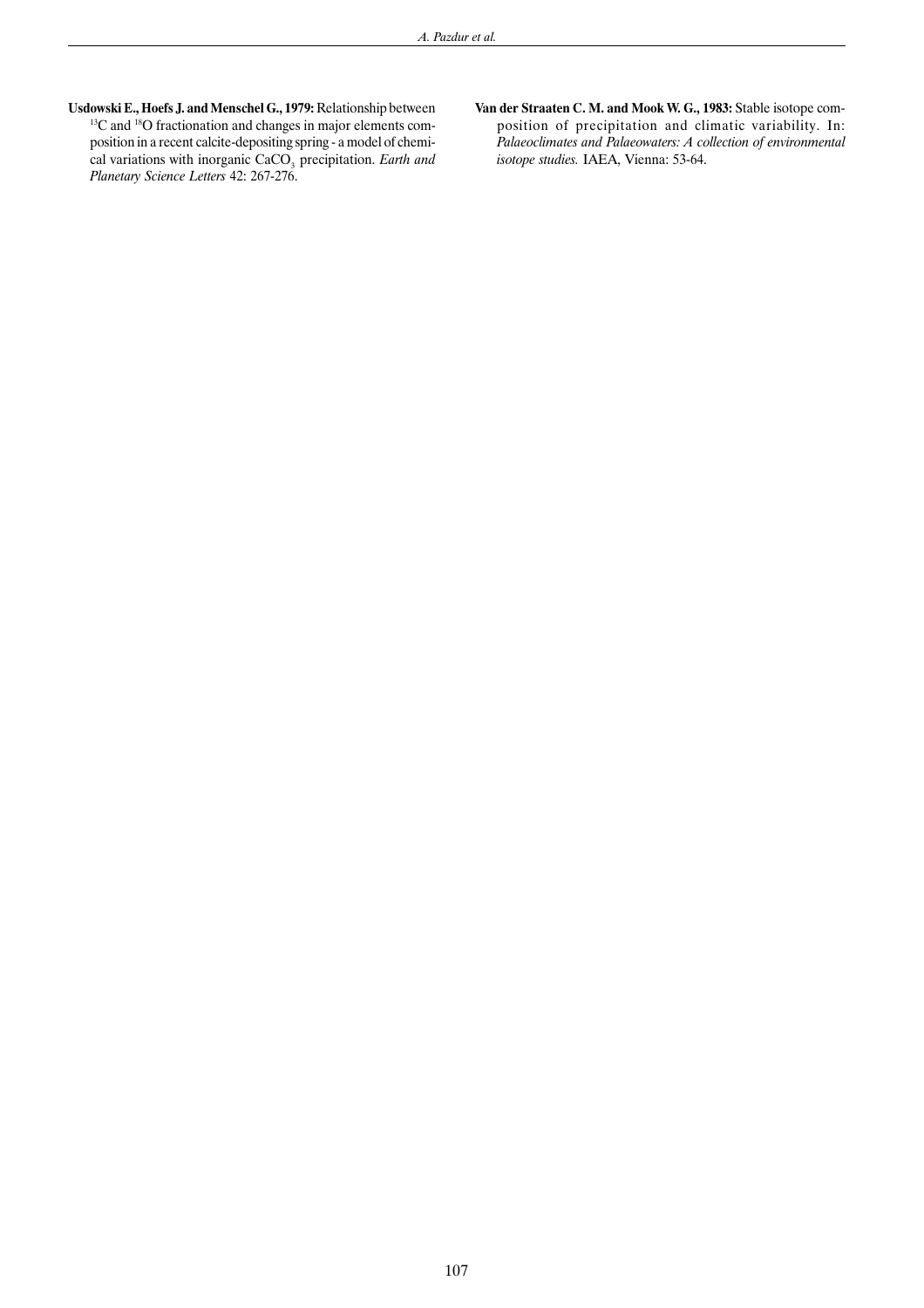**Usdowski E., Hoefs J. and Menschel G., 1979:** Relationship between $^{13}C$ and $^{18}O$ fractionation and changes in major elements composition in a recent calcite-depositing spring - a model of chemical variations with inorganic $CaCO_3$ precipitation. *Earth and Planetary Science Letters* 42: 267-276.

**Van der Straaten C. M. and Mook W. G., 1983:** Stable isotope composition of precipitation and climatic variability. In: *Palaeoclimates and Palaeowaters: A collection of environmental isotope studies.* IAEA, Vienna: 53-64.